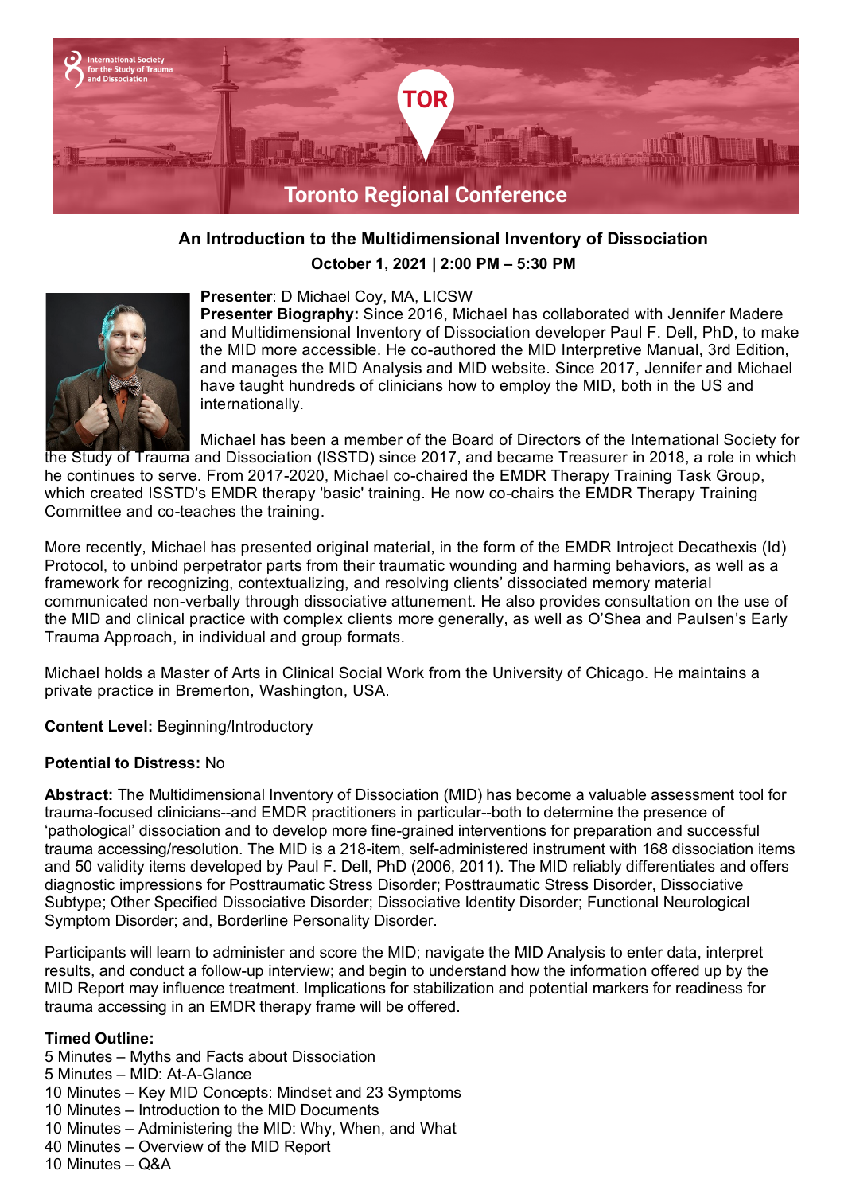Toronto Regional Conference

## An Introduction to the Multidimensional Inventory of Dissociation

**October 1, 2021 | 2:00 PM – 5:30 PM**

**Presenter**: D Michael Coy, MA, LICSW

**Presenter Biography:** Since 2016, Michael has collaborated with Jennifer Madere and Multidimensional Inventory of Dissociation developer Paul F. Dell, PhD, to make the MID more accessible. He co-authored the MID Interpretive Manual, 3rd Edition, and manages the MID Analysis and MID website. Since 2017, Jennifer and Michael have taught hundreds of clinicians how to employ the MID, both in the US and internationally.

Michael has been a member of the Board of Directors of the International Society for the Study of Trauma and Dissociation (ISSTD) since 2017, and became Treasurer in 2018, a role in which he continues to serve. From 2017-2020, Michael co-chaired the EMDR Therapy Training Task Group, which created ISSTD's EMDR therapy 'basic' training. He now co-chairs the EMDR Therapy Training Committee and co-teaches the training.

More recently, Michael has presented original material, in the form of the EMDR Introject Decathexis (Id) Protocol, to unbind perpetrator parts from their traumatic wounding and harming behaviors, as well as a framework for recognizing, contextualizing, and resolving clients' dissociated memory material communicated non-verbally through dissociative attunement. He also provides consultation on the use of the MID and clinical practice with complex clients more generally, as well as O'Shea and Paulsen's Early Trauma Approach, in individual and group formats.

Michael holds a Master of Arts in Clinical Social Work from the University of Chicago. He maintains a private practice in Bremerton, Washington, USA.

**Content Level:** Beginning/Introductory

**Potential to Distress:** No

**Abstract:** The Multidimensional Inventory of Dissociation (MID) has become a valuable assessment tool for trauma-focused clinicians--and EMDR practitioners in particular--both to determine the presence of 'pathological' dissociation and to develop more fine-grained interventions for preparation and successful trauma accessing/resolution. The MID is a 218-item, self-administered instrument with 168 dissociation items and 50 validity items developed by Paul F. Dell, PhD (2006, 2011). The MID reliably differentiates and offers diagnostic impressions for Posttraumatic Stress Disorder; Posttraumatic Stress Disorder, Dissociative Subtype; Other Specified Dissociative Disorder; Dissociative Identity Disorder; Functional Neurological Symptom Disorder; and, Borderline Personality Disorder.

Participants will learn to administer and score the MID; navigate the MID Analysis to enter data, interpret results, and conduct a follow-up interview; and begin to understand how the information offered up by the MID Report may influence treatment. Implications for stabilization and potential markers for readiness for trauma accessing in an EMDR therapy frame will be offered.

**Timed Outline:**
5 Minutes – Myths and Facts about Dissociation
5 Minutes – MID: At-A-Glance
10 Minutes – Key MID Concepts: Mindset and 23 Symptoms
10 Minutes – Introduction to the MID Documents
10 Minutes – Administering the MID: Why, When, and What
40 Minutes – Overview of the MID Report
10 Minutes – Q&A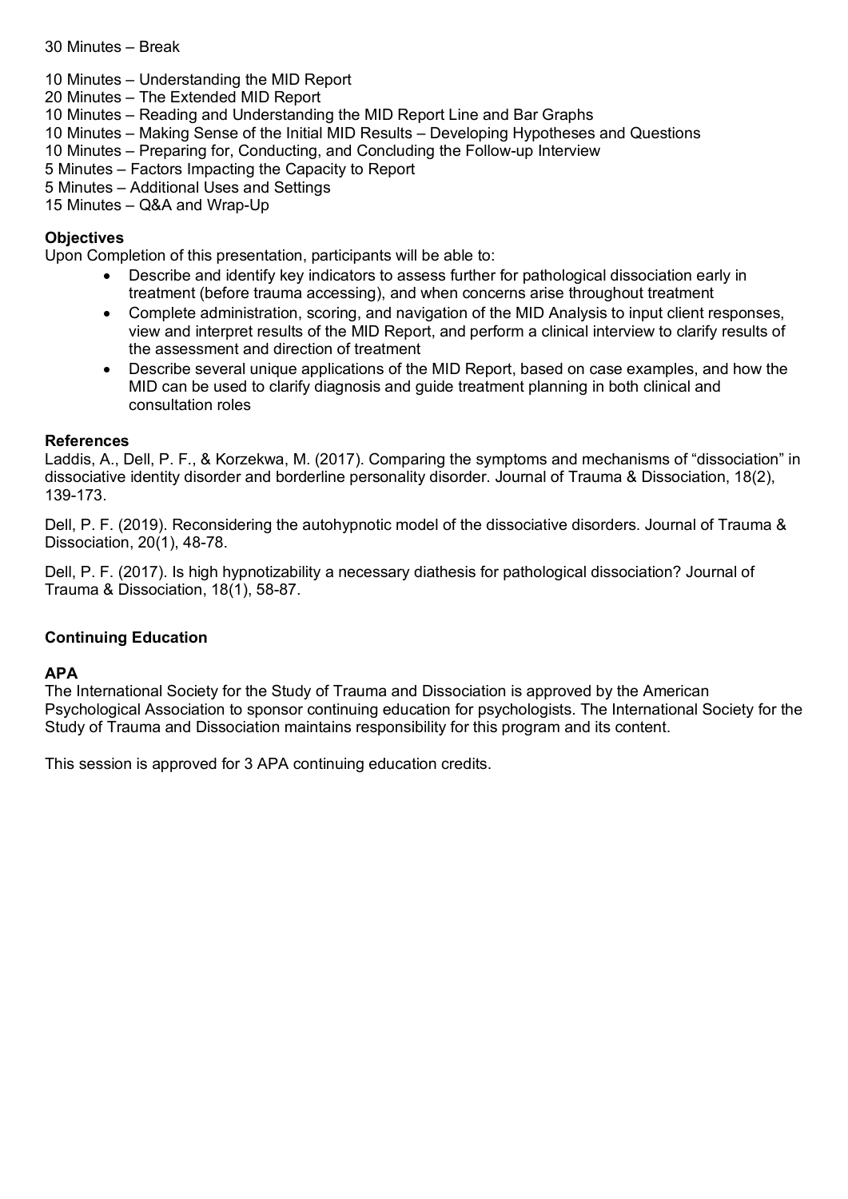30 Minutes – Break

10 Minutes – Understanding the MID Report
20 Minutes – The Extended MID Report
10 Minutes – Reading and Understanding the MID Report Line and Bar Graphs
10 Minutes – Making Sense of the Initial MID Results – Developing Hypotheses and Questions
10 Minutes – Preparing for, Conducting, and Concluding the Follow-up Interview
5 Minutes – Factors Impacting the Capacity to Report
5 Minutes – Additional Uses and Settings
15 Minutes – Q&A and Wrap-Up

**Objectives**
Upon Completion of this presentation, participants will be able to:

- Describe and identify key indicators to assess further for pathological dissociation early in treatment (before trauma accessing), and when concerns arise throughout treatment
- Complete administration, scoring, and navigation of the MID Analysis to input client responses, view and interpret results of the MID Report, and perform a clinical interview to clarify results of the assessment and direction of treatment
- Describe several unique applications of the MID Report, based on case examples, and how the MID can be used to clarify diagnosis and guide treatment planning in both clinical and consultation roles

**References**
Laddis, A., Dell, P. F., & Korzekwa, M. (2017). Comparing the symptoms and mechanisms of "dissociation" in dissociative identity disorder and borderline personality disorder. Journal of Trauma & Dissociation, 18(2), 139-173.

Dell, P. F. (2019). Reconsidering the autohypnotic model of the dissociative disorders. Journal of Trauma & Dissociation, 20(1), 48-78.

Dell, P. F. (2017). Is high hypnotizability a necessary diathesis for pathological dissociation? Journal of Trauma & Dissociation, 18(1), 58-87.

**Continuing Education**

**APA**
The International Society for the Study of Trauma and Dissociation is approved by the American Psychological Association to sponsor continuing education for psychologists. The International Society for the Study of Trauma and Dissociation maintains responsibility for this program and its content.

This session is approved for 3 APA continuing education credits.